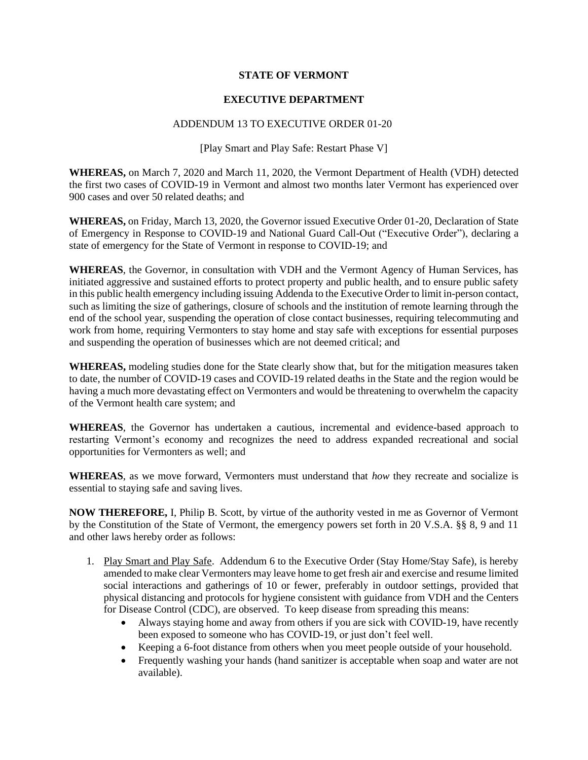**STATE OF VERMONT**

**EXECUTIVE DEPARTMENT**

ADDENDUM 13 TO EXECUTIVE ORDER 01-20

[Play Smart and Play Safe: Restart Phase V]

**WHEREAS,** on March 7, 2020 and March 11, 2020, the Vermont Department of Health (VDH) detected the first two cases of COVID-19 in Vermont and almost two months later Vermont has experienced over 900 cases and over 50 related deaths; and

**WHEREAS,** on Friday, March 13, 2020, the Governor issued Executive Order 01-20, Declaration of State of Emergency in Response to COVID-19 and National Guard Call-Out ("Executive Order"), declaring a state of emergency for the State of Vermont in response to COVID-19; and

**WHEREAS**, the Governor, in consultation with VDH and the Vermont Agency of Human Services, has initiated aggressive and sustained efforts to protect property and public health, and to ensure public safety in this public health emergency including issuing Addenda to the Executive Order to limit in-person contact, such as limiting the size of gatherings, closure of schools and the institution of remote learning through the end of the school year, suspending the operation of close contact businesses, requiring telecommuting and work from home, requiring Vermonters to stay home and stay safe with exceptions for essential purposes and suspending the operation of businesses which are not deemed critical; and

**WHEREAS,** modeling studies done for the State clearly show that, but for the mitigation measures taken to date, the number of COVID-19 cases and COVID-19 related deaths in the State and the region would be having a much more devastating effect on Vermonters and would be threatening to overwhelm the capacity of the Vermont health care system; and

**WHEREAS**, the Governor has undertaken a cautious, incremental and evidence-based approach to restarting Vermont's economy and recognizes the need to address expanded recreational and social opportunities for Vermonters as well; and

**WHEREAS**, as we move forward, Vermonters must understand that *how* they recreate and socialize is essential to staying safe and saving lives.

**NOW THEREFORE,** I, Philip B. Scott, by virtue of the authority vested in me as Governor of Vermont by the Constitution of the State of Vermont, the emergency powers set forth in 20 V.S.A. §§ 8, 9 and 11 and other laws hereby order as follows:

1. Play Smart and Play Safe. Addendum 6 to the Executive Order (Stay Home/Stay Safe), is hereby amended to make clear Vermonters may leave home to get fresh air and exercise and resume limited social interactions and gatherings of 10 or fewer, preferably in outdoor settings, provided that physical distancing and protocols for hygiene consistent with guidance from VDH and the Centers for Disease Control (CDC), are observed. To keep disease from spreading this means:
   - Always staying home and away from others if you are sick with COVID-19, have recently been exposed to someone who has COVID-19, or just don't feel well.
   - Keeping a 6-foot distance from others when you meet people outside of your household.
   - Frequently washing your hands (hand sanitizer is acceptable when soap and water are not available).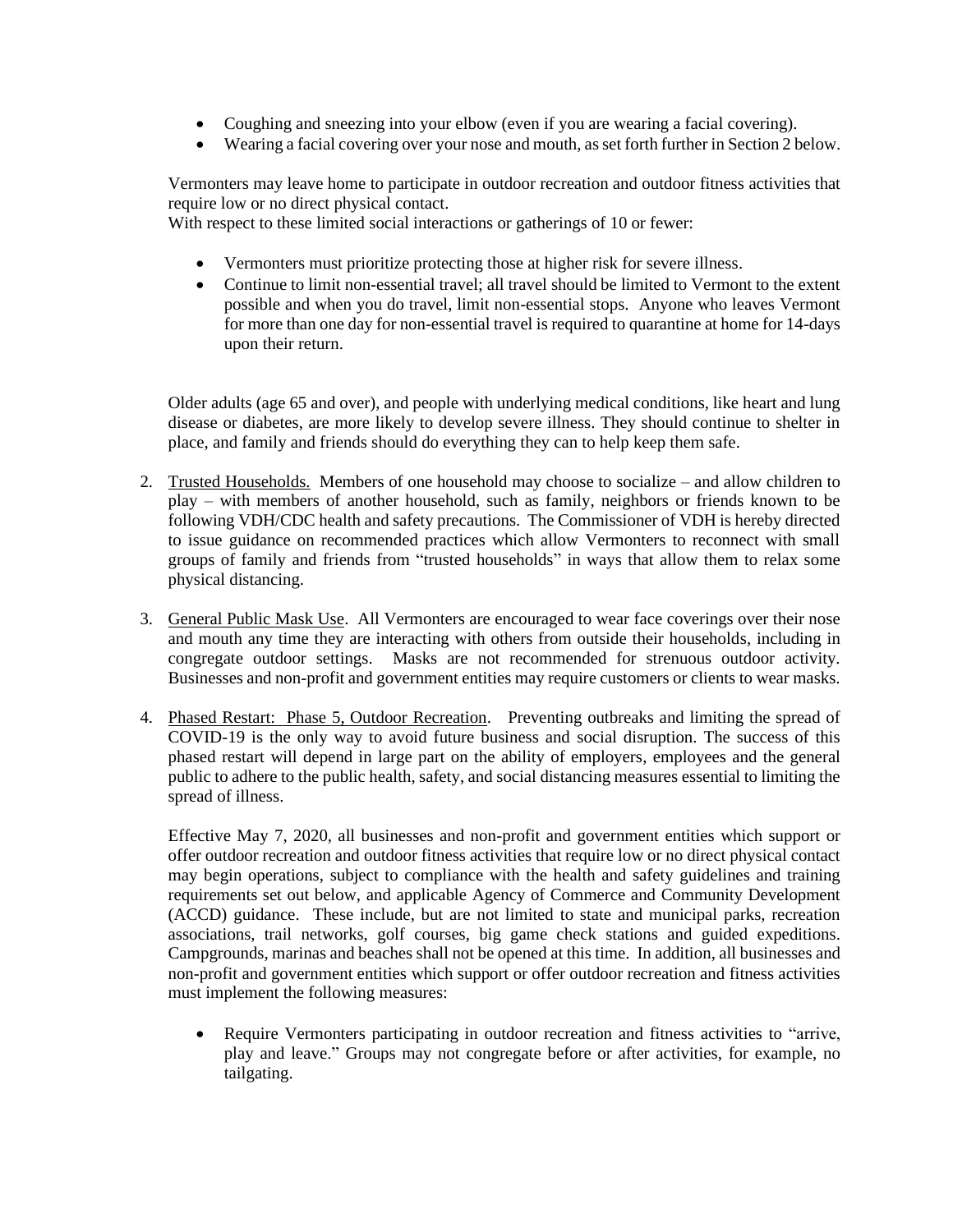- Coughing and sneezing into your elbow (even if you are wearing a facial covering).
- Wearing a facial covering over your nose and mouth, as set forth further in Section 2 below.

Vermonters may leave home to participate in outdoor recreation and outdoor fitness activities that require low or no direct physical contact.
With respect to these limited social interactions or gatherings of 10 or fewer:

- Vermonters must prioritize protecting those at higher risk for severe illness.
- Continue to limit non-essential travel; all travel should be limited to Vermont to the extent possible and when you do travel, limit non-essential stops. Anyone who leaves Vermont for more than one day for non-essential travel is required to quarantine at home for 14-days upon their return.

Older adults (age 65 and over), and people with underlying medical conditions, like heart and lung disease or diabetes, are more likely to develop severe illness. They should continue to shelter in place, and family and friends should do everything they can to help keep them safe.

2. Trusted Households. Members of one household may choose to socialize – and allow children to play – with members of another household, such as family, neighbors or friends known to be following VDH/CDC health and safety precautions. The Commissioner of VDH is hereby directed to issue guidance on recommended practices which allow Vermonters to reconnect with small groups of family and friends from "trusted households" in ways that allow them to relax some physical distancing.

3. General Public Mask Use. All Vermonters are encouraged to wear face coverings over their nose and mouth any time they are interacting with others from outside their households, including in congregate outdoor settings. Masks are not recommended for strenuous outdoor activity. Businesses and non-profit and government entities may require customers or clients to wear masks.

4. Phased Restart: Phase 5, Outdoor Recreation. Preventing outbreaks and limiting the spread of COVID-19 is the only way to avoid future business and social disruption. The success of this phased restart will depend in large part on the ability of employers, employees and the general public to adhere to the public health, safety, and social distancing measures essential to limiting the spread of illness.

   Effective May 7, 2020, all businesses and non-profit and government entities which support or offer outdoor recreation and outdoor fitness activities that require low or no direct physical contact may begin operations, subject to compliance with the health and safety guidelines and training requirements set out below, and applicable Agency of Commerce and Community Development (ACCD) guidance. These include, but are not limited to state and municipal parks, recreation associations, trail networks, golf courses, big game check stations and guided expeditions. Campgrounds, marinas and beaches shall not be opened at this time. In addition, all businesses and non-profit and government entities which support or offer outdoor recreation and fitness activities must implement the following measures:

   - Require Vermonters participating in outdoor recreation and fitness activities to "arrive, play and leave." Groups may not congregate before or after activities, for example, no tailgating.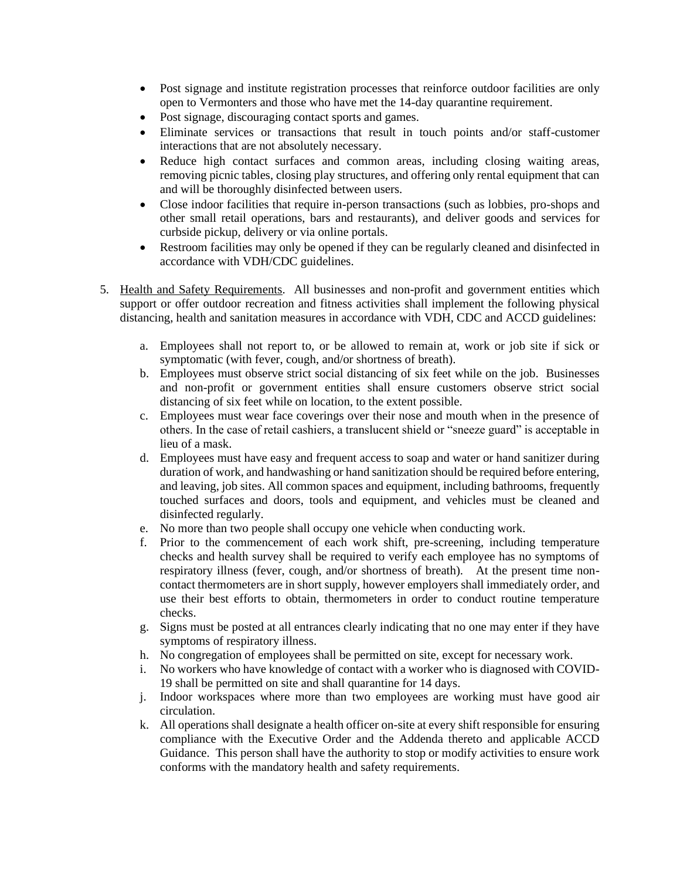- Post signage and institute registration processes that reinforce outdoor facilities are only open to Vermonters and those who have met the 14-day quarantine requirement.
- Post signage, discouraging contact sports and games.
- Eliminate services or transactions that result in touch points and/or staff-customer interactions that are not absolutely necessary.
- Reduce high contact surfaces and common areas, including closing waiting areas, removing picnic tables, closing play structures, and offering only rental equipment that can and will be thoroughly disinfected between users.
- Close indoor facilities that require in-person transactions (such as lobbies, pro-shops and other small retail operations, bars and restaurants), and deliver goods and services for curbside pickup, delivery or via online portals.
- Restroom facilities may only be opened if they can be regularly cleaned and disinfected in accordance with VDH/CDC guidelines.

5. Health and Safety Requirements. All businesses and non-profit and government entities which support or offer outdoor recreation and fitness activities shall implement the following physical distancing, health and sanitation measures in accordance with VDH, CDC and ACCD guidelines:

   a. Employees shall not report to, or be allowed to remain at, work or job site if sick or symptomatic (with fever, cough, and/or shortness of breath).
   b. Employees must observe strict social distancing of six feet while on the job. Businesses and non-profit or government entities shall ensure customers observe strict social distancing of six feet while on location, to the extent possible.
   c. Employees must wear face coverings over their nose and mouth when in the presence of others. In the case of retail cashiers, a translucent shield or "sneeze guard" is acceptable in lieu of a mask.
   d. Employees must have easy and frequent access to soap and water or hand sanitizer during duration of work, and handwashing or hand sanitization should be required before entering, and leaving, job sites. All common spaces and equipment, including bathrooms, frequently touched surfaces and doors, tools and equipment, and vehicles must be cleaned and disinfected regularly.
   e. No more than two people shall occupy one vehicle when conducting work.
   f. Prior to the commencement of each work shift, pre-screening, including temperature checks and health survey shall be required to verify each employee has no symptoms of respiratory illness (fever, cough, and/or shortness of breath). At the present time non-contact thermometers are in short supply, however employers shall immediately order, and use their best efforts to obtain, thermometers in order to conduct routine temperature checks.
   g. Signs must be posted at all entrances clearly indicating that no one may enter if they have symptoms of respiratory illness.
   h. No congregation of employees shall be permitted on site, except for necessary work.
   i. No workers who have knowledge of contact with a worker who is diagnosed with COVID-19 shall be permitted on site and shall quarantine for 14 days.
   j. Indoor workspaces where more than two employees are working must have good air circulation.
   k. All operations shall designate a health officer on-site at every shift responsible for ensuring compliance with the Executive Order and the Addenda thereto and applicable ACCD Guidance. This person shall have the authority to stop or modify activities to ensure work conforms with the mandatory health and safety requirements.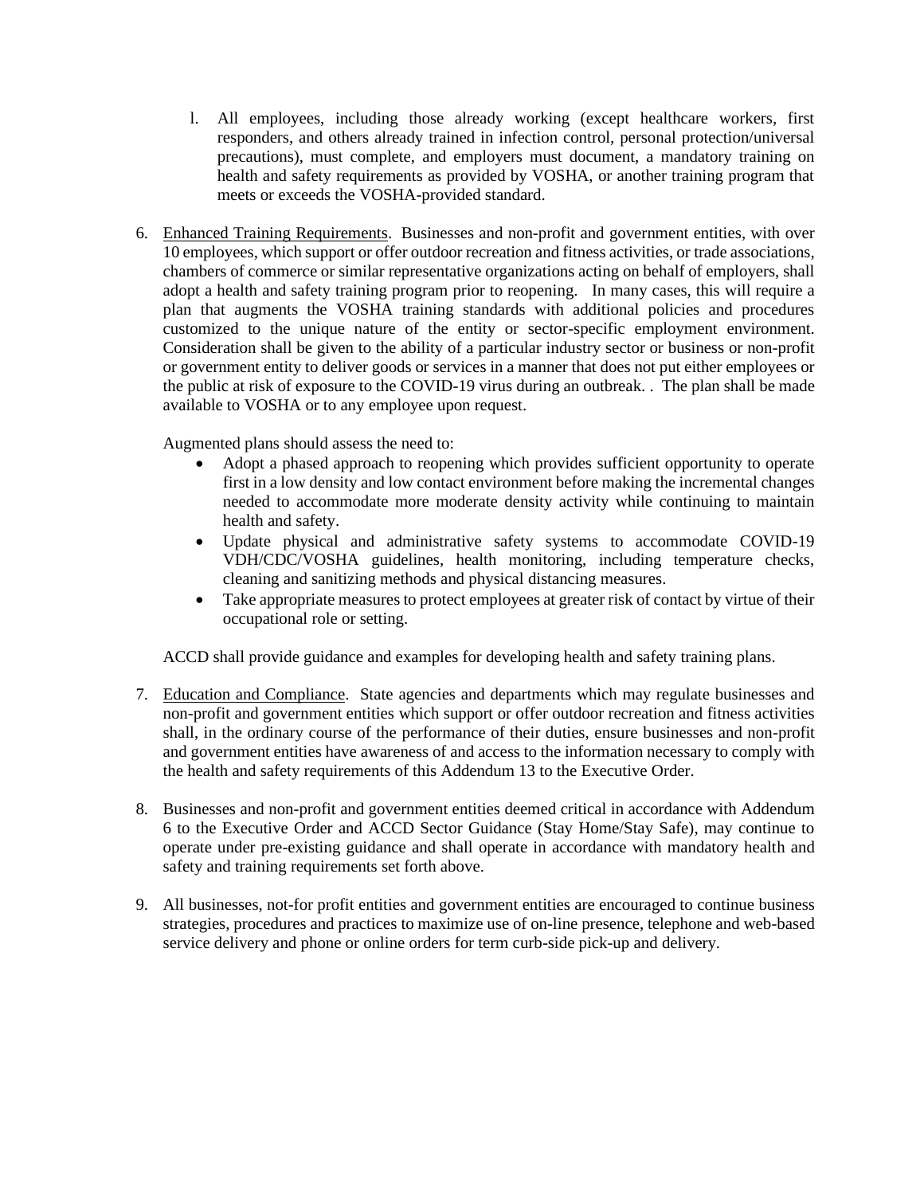l. All employees, including those already working (except healthcare workers, first responders, and others already trained in infection control, personal protection/universal precautions), must complete, and employers must document, a mandatory training on health and safety requirements as provided by VOSHA, or another training program that meets or exceeds the VOSHA-provided standard.

6. Enhanced Training Requirements. Businesses and non-profit and government entities, with over 10 employees, which support or offer outdoor recreation and fitness activities, or trade associations, chambers of commerce or similar representative organizations acting on behalf of employers, shall adopt a health and safety training program prior to reopening. In many cases, this will require a plan that augments the VOSHA training standards with additional policies and procedures customized to the unique nature of the entity or sector-specific employment environment. Consideration shall be given to the ability of a particular industry sector or business or non-profit or government entity to deliver goods or services in a manner that does not put either employees or the public at risk of exposure to the COVID-19 virus during an outbreak. . The plan shall be made available to VOSHA or to any employee upon request.

   Augmented plans should assess the need to:
   - Adopt a phased approach to reopening which provides sufficient opportunity to operate first in a low density and low contact environment before making the incremental changes needed to accommodate more moderate density activity while continuing to maintain health and safety.
   - Update physical and administrative safety systems to accommodate COVID-19 VDH/CDC/VOSHA guidelines, health monitoring, including temperature checks, cleaning and sanitizing methods and physical distancing measures.
   - Take appropriate measures to protect employees at greater risk of contact by virtue of their occupational role or setting.

   ACCD shall provide guidance and examples for developing health and safety training plans.

7. Education and Compliance. State agencies and departments which may regulate businesses and non-profit and government entities which support or offer outdoor recreation and fitness activities shall, in the ordinary course of the performance of their duties, ensure businesses and non-profit and government entities have awareness of and access to the information necessary to comply with the health and safety requirements of this Addendum 13 to the Executive Order.

8. Businesses and non-profit and government entities deemed critical in accordance with Addendum 6 to the Executive Order and ACCD Sector Guidance (Stay Home/Stay Safe), may continue to operate under pre-existing guidance and shall operate in accordance with mandatory health and safety and training requirements set forth above.

9. All businesses, not-for profit entities and government entities are encouraged to continue business strategies, procedures and practices to maximize use of on-line presence, telephone and web-based service delivery and phone or online orders for term curb-side pick-up and delivery.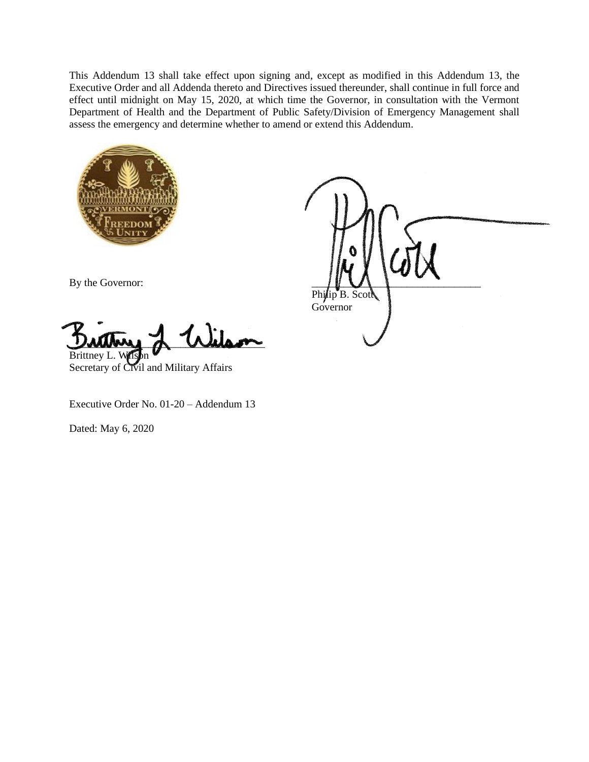This Addendum 13 shall take effect upon signing and, except as modified in this Addendum 13, the Executive Order and all Addenda thereto and Directives issued thereunder, shall continue in full force and effect until midnight on May 15, 2020, at which time the Governor, in consultation with the Vermont Department of Health and the Department of Public Safety/Division of Emergency Management shall assess the emergency and determine whether to amend or extend this Addendum.

By the Governor:

Philip B. Scott
Governor

Brittney L. Wilson
Secretary of Civil and Military Affairs

Executive Order No. 01-20 – Addendum 13

Dated: May 6, 2020